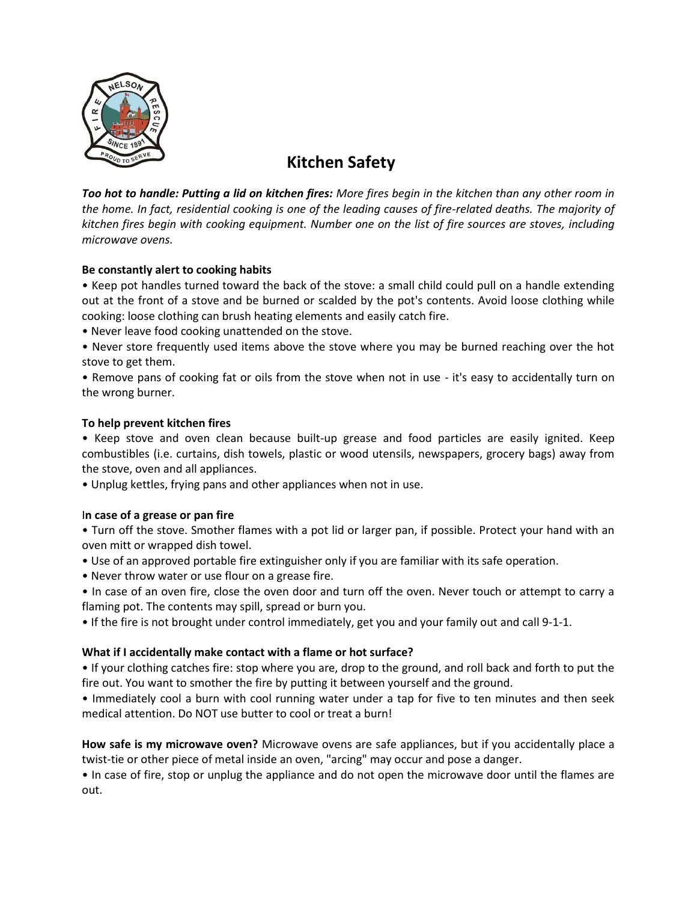# Kitchen Safety

***Too hot to handle: Putting a lid on kitchen fires:*** *More fires begin in the kitchen than any other room in the home. In fact, residential cooking is one of the leading causes of fire-related deaths. The majority of kitchen fires begin with cooking equipment. Number one on the list of fire sources are stoves, including microwave ovens.*

**Be constantly alert to cooking habits**

- Keep pot handles turned toward the back of the stove: a small child could pull on a handle extending out at the front of a stove and be burned or scalded by the pot's contents. Avoid loose clothing while cooking: loose clothing can brush heating elements and easily catch fire.
- Never leave food cooking unattended on the stove.
- Never store frequently used items above the stove where you may be burned reaching over the hot stove to get them.
- Remove pans of cooking fat or oils from the stove when not in use - it's easy to accidentally turn on the wrong burner.

**To help prevent kitchen fires**

- Keep stove and oven clean because built-up grease and food particles are easily ignited. Keep combustibles (i.e. curtains, dish towels, plastic or wood utensils, newspapers, grocery bags) away from the stove, oven and all appliances.
- Unplug kettles, frying pans and other appliances when not in use.

**In case of a grease or pan fire**

- Turn off the stove. Smother flames with a pot lid or larger pan, if possible. Protect your hand with an oven mitt or wrapped dish towel.
- Use of an approved portable fire extinguisher only if you are familiar with its safe operation.
- Never throw water or use flour on a grease fire.
- In case of an oven fire, close the oven door and turn off the oven. Never touch or attempt to carry a flaming pot. The contents may spill, spread or burn you.
- If the fire is not brought under control immediately, get you and your family out and call 9-1-1.

**What if I accidentally make contact with a flame or hot surface?**

- If your clothing catches fire: stop where you are, drop to the ground, and roll back and forth to put the fire out. You want to smother the fire by putting it between yourself and the ground.
- Immediately cool a burn with cool running water under a tap for five to ten minutes and then seek medical attention. Do NOT use butter to cool or treat a burn!

**How safe is my microwave oven?** Microwave ovens are safe appliances, but if you accidentally place a twist-tie or other piece of metal inside an oven, "arcing" may occur and pose a danger.

- In case of fire, stop or unplug the appliance and do not open the microwave door until the flames are out.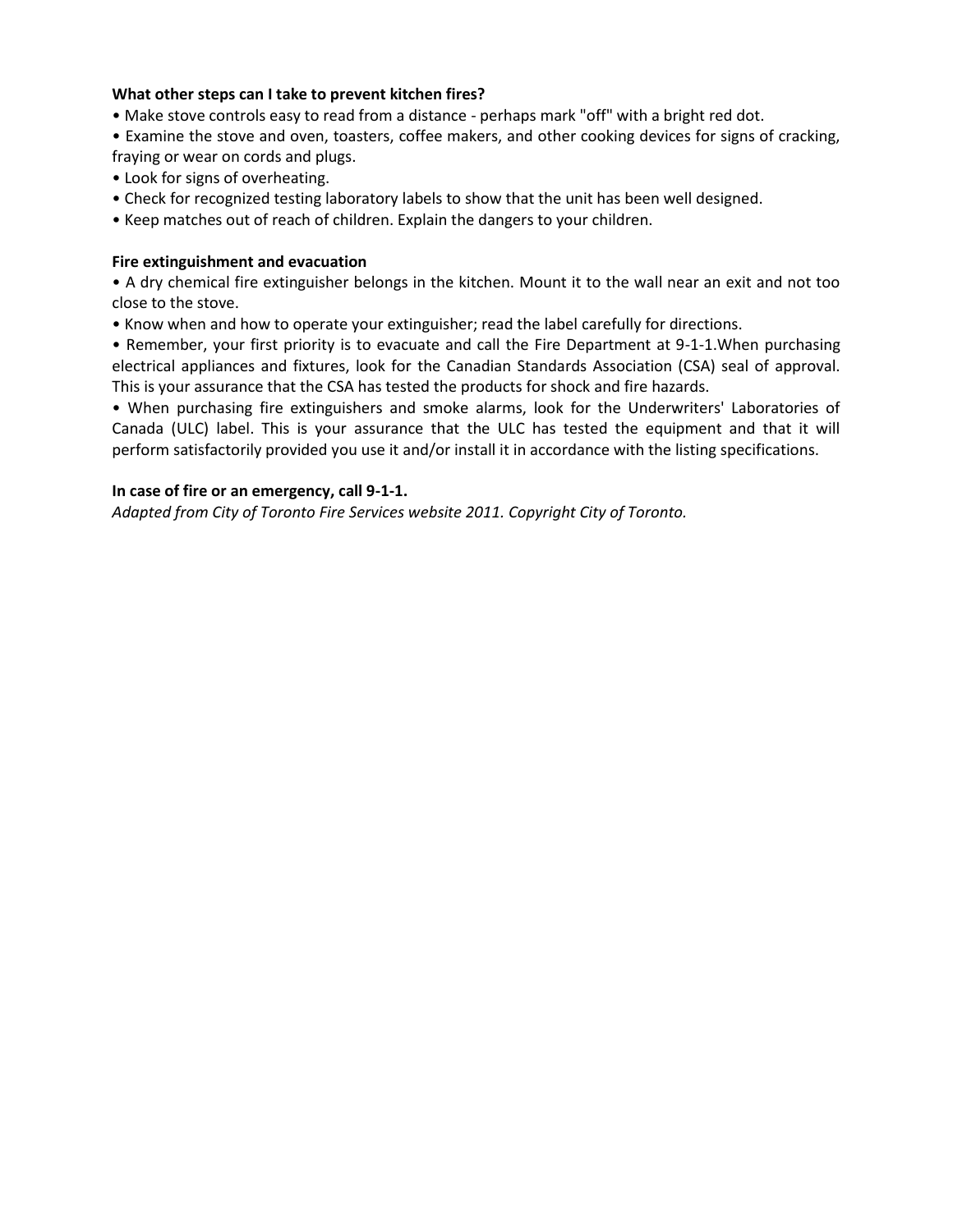**What other steps can I take to prevent kitchen fires?**

- Make stove controls easy to read from a distance - perhaps mark "off" with a bright red dot.
- Examine the stove and oven, toasters, coffee makers, and other cooking devices for signs of cracking, fraying or wear on cords and plugs.
- Look for signs of overheating.
- Check for recognized testing laboratory labels to show that the unit has been well designed.
- Keep matches out of reach of children. Explain the dangers to your children.

**Fire extinguishment and evacuation**

- A dry chemical fire extinguisher belongs in the kitchen. Mount it to the wall near an exit and not too close to the stove.
- Know when and how to operate your extinguisher; read the label carefully for directions.
- Remember, your first priority is to evacuate and call the Fire Department at 9-1-1.When purchasing electrical appliances and fixtures, look for the Canadian Standards Association (CSA) seal of approval. This is your assurance that the CSA has tested the products for shock and fire hazards.
- When purchasing fire extinguishers and smoke alarms, look for the Underwriters' Laboratories of Canada (ULC) label. This is your assurance that the ULC has tested the equipment and that it will perform satisfactorily provided you use it and/or install it in accordance with the listing specifications.

**In case of fire or an emergency, call 9-1-1.**

*Adapted from City of Toronto Fire Services website 2011. Copyright City of Toronto.*